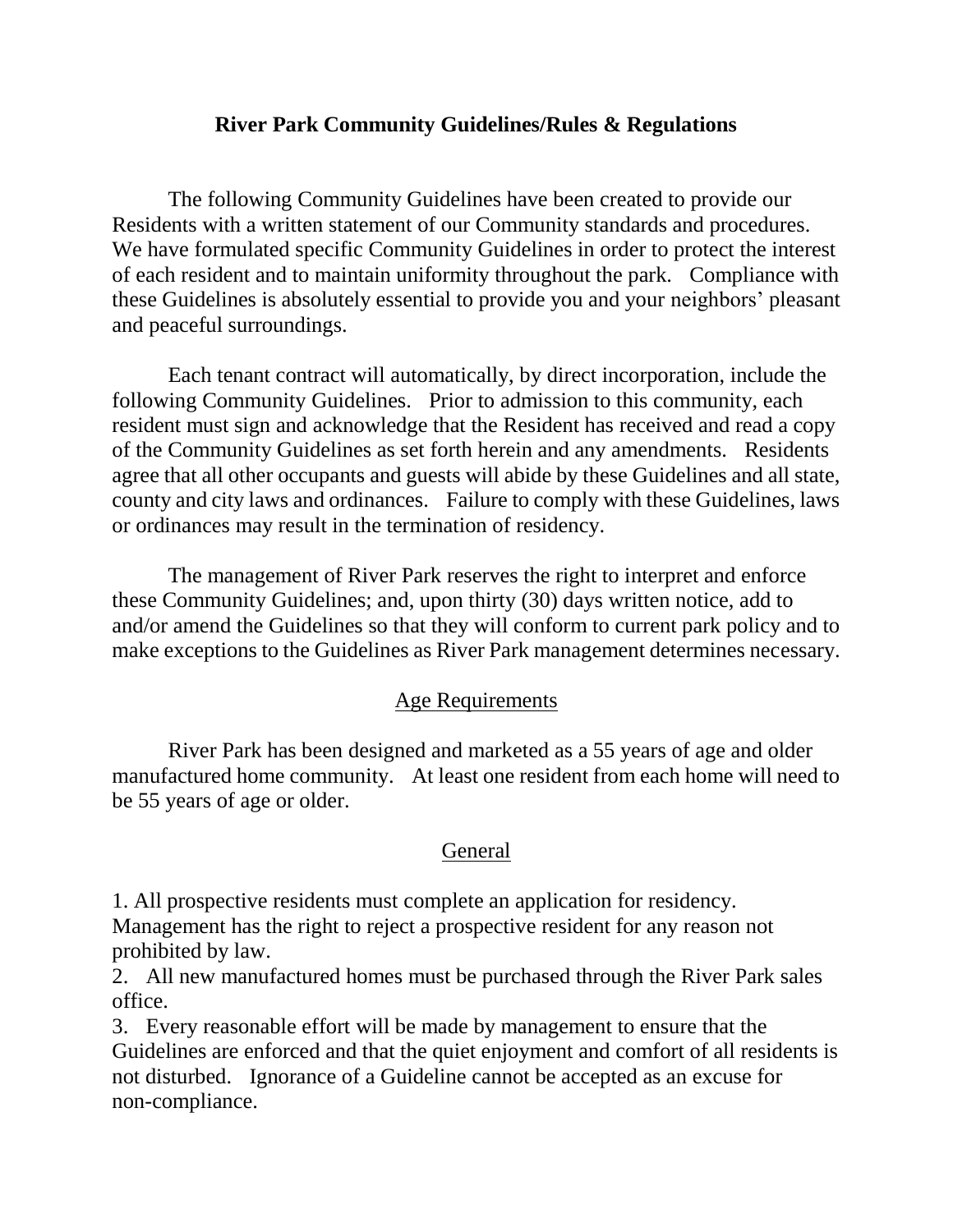# River Park Community Guidelines/Rules & Regulations

The following Community Guidelines have been created to provide our Residents with a written statement of our Community standards and procedures. We have formulated specific Community Guidelines in order to protect the interest of each resident and to maintain uniformity throughout the park. Compliance with these Guidelines is absolutely essential to provide you and your neighbors' pleasant and peaceful surroundings.

Each tenant contract will automatically, by direct incorporation, include the following Community Guidelines. Prior to admission to this community, each resident must sign and acknowledge that the Resident has received and read a copy of the Community Guidelines as set forth herein and any amendments. Residents agree that all other occupants and guests will abide by these Guidelines and all state, county and city laws and ordinances. Failure to comply with these Guidelines, laws or ordinances may result in the termination of residency.

The management of River Park reserves the right to interpret and enforce these Community Guidelines; and, upon thirty (30) days written notice, add to and/or amend the Guidelines so that they will conform to current park policy and to make exceptions to the Guidelines as River Park management determines necessary.

## Age Requirements

River Park has been designed and marketed as a 55 years of age and older manufactured home community. At least one resident from each home will need to be 55 years of age or older.

## General

1. All prospective residents must complete an application for residency. Management has the right to reject a prospective resident for any reason not prohibited by law.
2. All new manufactured homes must be purchased through the River Park sales office.
3. Every reasonable effort will be made by management to ensure that the Guidelines are enforced and that the quiet enjoyment and comfort of all residents is not disturbed. Ignorance of a Guideline cannot be accepted as an excuse for non-compliance.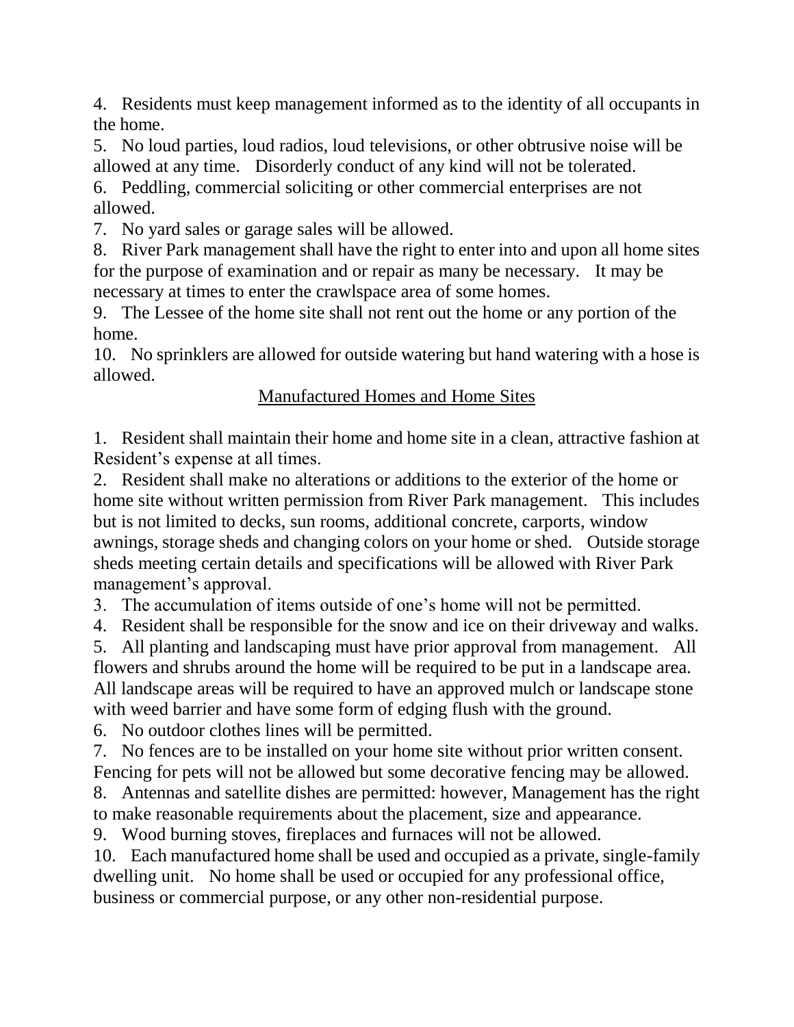4. Residents must keep management informed as to the identity of all occupants in the home.
5. No loud parties, loud radios, loud televisions, or other obtrusive noise will be allowed at any time. Disorderly conduct of any kind will not be tolerated.
6. Peddling, commercial soliciting or other commercial enterprises are not allowed.
7. No yard sales or garage sales will be allowed.
8. River Park management shall have the right to enter into and upon all home sites for the purpose of examination and or repair as many be necessary. It may be necessary at times to enter the crawlspace area of some homes.
9. The Lessee of the home site shall not rent out the home or any portion of the home.
10. No sprinklers are allowed for outside watering but hand watering with a hose is allowed.

## Manufactured Homes and Home Sites

1. Resident shall maintain their home and home site in a clean, attractive fashion at Resident's expense at all times.
2. Resident shall make no alterations or additions to the exterior of the home or home site without written permission from River Park management. This includes but is not limited to decks, sun rooms, additional concrete, carports, window awnings, storage sheds and changing colors on your home or shed. Outside storage sheds meeting certain details and specifications will be allowed with River Park management's approval.
3. The accumulation of items outside of one's home will not be permitted.
4. Resident shall be responsible for the snow and ice on their driveway and walks.
5. All planting and landscaping must have prior approval from management. All flowers and shrubs around the home will be required to be put in a landscape area. All landscape areas will be required to have an approved mulch or landscape stone with weed barrier and have some form of edging flush with the ground.
6. No outdoor clothes lines will be permitted.
7. No fences are to be installed on your home site without prior written consent. Fencing for pets will not be allowed but some decorative fencing may be allowed.
8. Antennas and satellite dishes are permitted: however, Management has the right to make reasonable requirements about the placement, size and appearance.
9. Wood burning stoves, fireplaces and furnaces will not be allowed.
10. Each manufactured home shall be used and occupied as a private, single-family dwelling unit. No home shall be used or occupied for any professional office, business or commercial purpose, or any other non-residential purpose.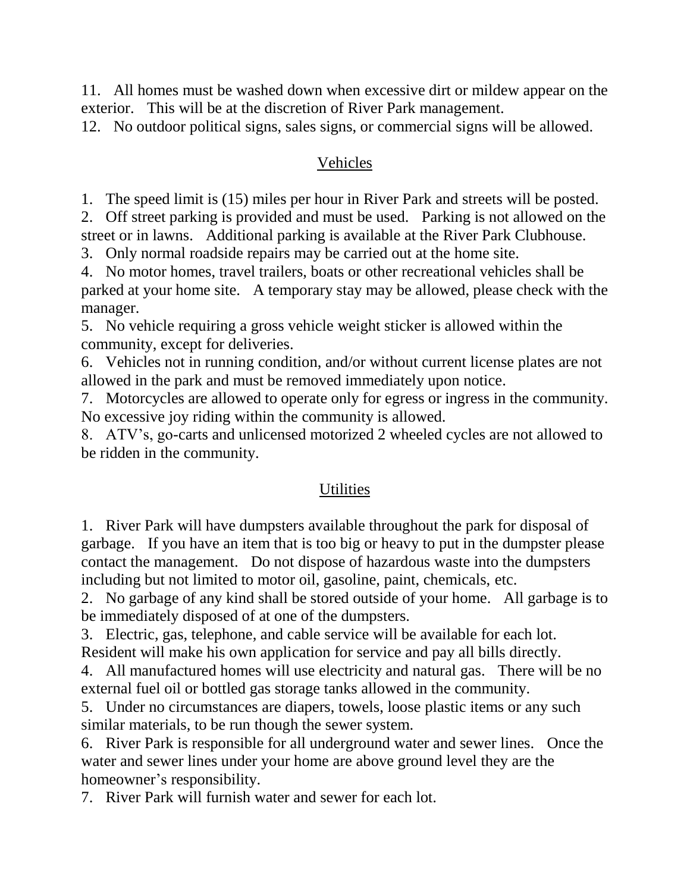11. All homes must be washed down when excessive dirt or mildew appear on the exterior. This will be at the discretion of River Park management.
12. No outdoor political signs, sales signs, or commercial signs will be allowed.

## Vehicles

1. The speed limit is (15) miles per hour in River Park and streets will be posted.
2. Off street parking is provided and must be used. Parking is not allowed on the street or in lawns. Additional parking is available at the River Park Clubhouse.
3. Only normal roadside repairs may be carried out at the home site.
4. No motor homes, travel trailers, boats or other recreational vehicles shall be parked at your home site. A temporary stay may be allowed, please check with the manager.
5. No vehicle requiring a gross vehicle weight sticker is allowed within the community, except for deliveries.
6. Vehicles not in running condition, and/or without current license plates are not allowed in the park and must be removed immediately upon notice.
7. Motorcycles are allowed to operate only for egress or ingress in the community. No excessive joy riding within the community is allowed.
8. ATV's, go-carts and unlicensed motorized 2 wheeled cycles are not allowed to be ridden in the community.

## Utilities

1. River Park will have dumpsters available throughout the park for disposal of garbage. If you have an item that is too big or heavy to put in the dumpster please contact the management. Do not dispose of hazardous waste into the dumpsters including but not limited to motor oil, gasoline, paint, chemicals, etc.
2. No garbage of any kind shall be stored outside of your home. All garbage is to be immediately disposed of at one of the dumpsters.
3. Electric, gas, telephone, and cable service will be available for each lot. Resident will make his own application for service and pay all bills directly.
4. All manufactured homes will use electricity and natural gas. There will be no external fuel oil or bottled gas storage tanks allowed in the community.
5. Under no circumstances are diapers, towels, loose plastic items or any such similar materials, to be run though the sewer system.
6. River Park is responsible for all underground water and sewer lines. Once the water and sewer lines under your home are above ground level they are the homeowner's responsibility.
7. River Park will furnish water and sewer for each lot.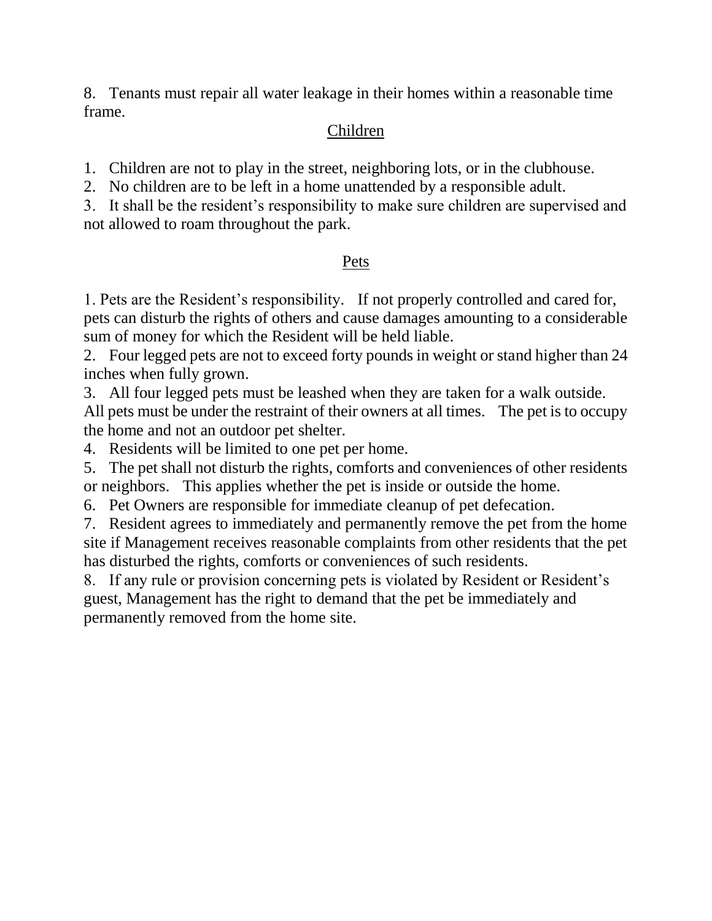8. Tenants must repair all water leakage in their homes within a reasonable time frame.

## Children

1. Children are not to play in the street, neighboring lots, or in the clubhouse.
2. No children are to be left in a home unattended by a responsible adult.
3. It shall be the resident's responsibility to make sure children are supervised and not allowed to roam throughout the park.

## Pets

1. Pets are the Resident's responsibility. If not properly controlled and cared for, pets can disturb the rights of others and cause damages amounting to a considerable sum of money for which the Resident will be held liable.
2. Four legged pets are not to exceed forty pounds in weight or stand higher than 24 inches when fully grown.
3. All four legged pets must be leashed when they are taken for a walk outside. All pets must be under the restraint of their owners at all times. The pet is to occupy the home and not an outdoor pet shelter.
4. Residents will be limited to one pet per home.
5. The pet shall not disturb the rights, comforts and conveniences of other residents or neighbors. This applies whether the pet is inside or outside the home.
6. Pet Owners are responsible for immediate cleanup of pet defecation.
7. Resident agrees to immediately and permanently remove the pet from the home site if Management receives reasonable complaints from other residents that the pet has disturbed the rights, comforts or conveniences of such residents.
8. If any rule or provision concerning pets is violated by Resident or Resident's guest, Management has the right to demand that the pet be immediately and permanently removed from the home site.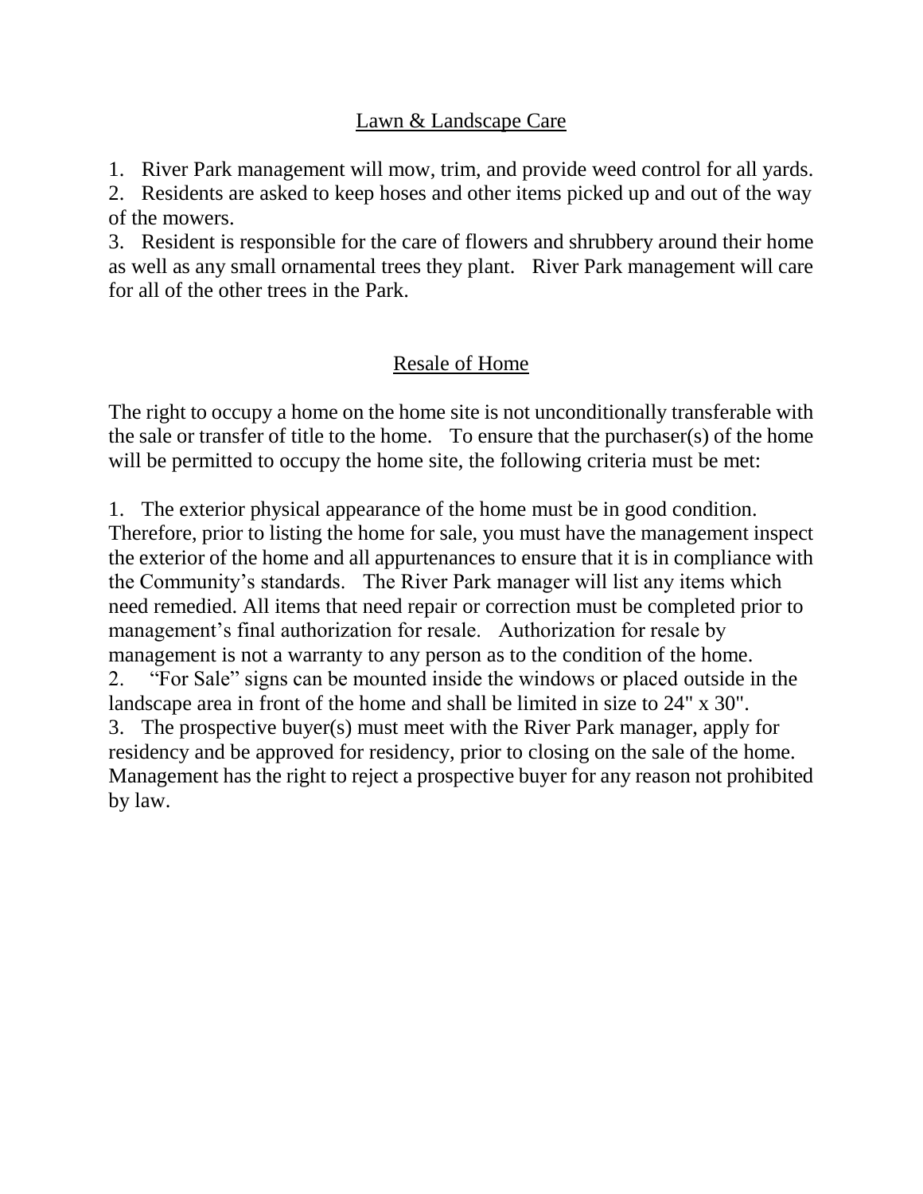## Lawn & Landscape Care

1. River Park management will mow, trim, and provide weed control for all yards.
2. Residents are asked to keep hoses and other items picked up and out of the way of the mowers.
3. Resident is responsible for the care of flowers and shrubbery around their home as well as any small ornamental trees they plant. River Park management will care for all of the other trees in the Park.

## Resale of Home

The right to occupy a home on the home site is not unconditionally transferable with the sale or transfer of title to the home. To ensure that the purchaser(s) of the home will be permitted to occupy the home site, the following criteria must be met:

1. The exterior physical appearance of the home must be in good condition. Therefore, prior to listing the home for sale, you must have the management inspect the exterior of the home and all appurtenances to ensure that it is in compliance with the Community's standards. The River Park manager will list any items which need remedied. All items that need repair or correction must be completed prior to management's final authorization for resale. Authorization for resale by management is not a warranty to any person as to the condition of the home.
2. "For Sale" signs can be mounted inside the windows or placed outside in the landscape area in front of the home and shall be limited in size to 24" x 30".
3. The prospective buyer(s) must meet with the River Park manager, apply for residency and be approved for residency, prior to closing on the sale of the home. Management has the right to reject a prospective buyer for any reason not prohibited by law.